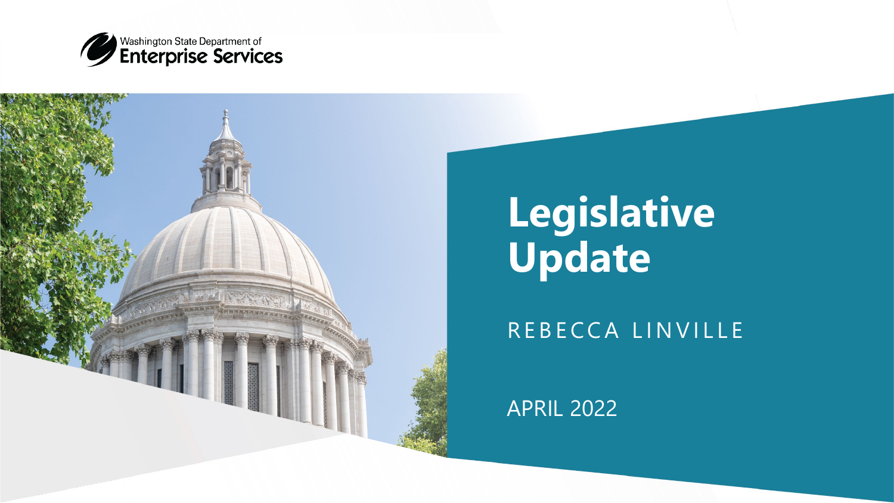Washington State Department of
Enterprise Services

# Legislative Update

REBECCA LINVILLE

APRIL 2022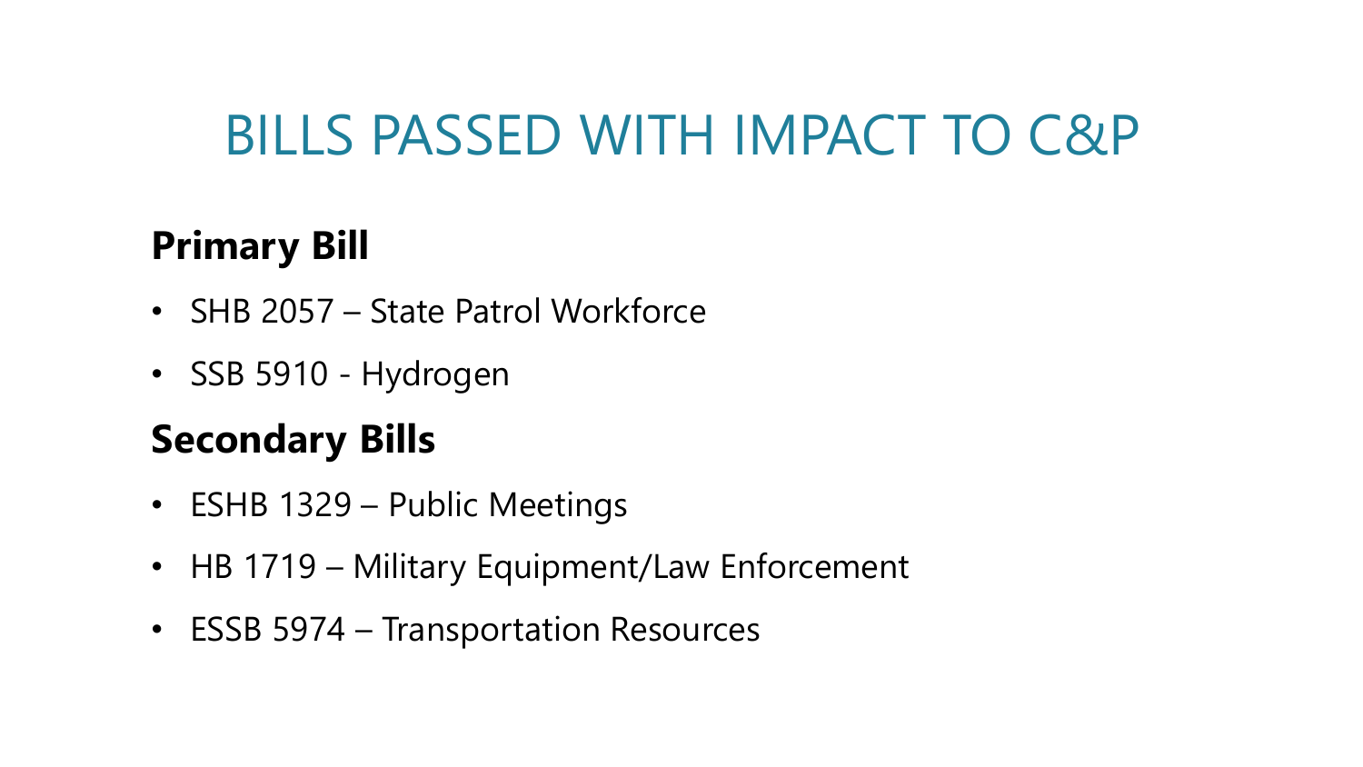# BILLS PASSED WITH IMPACT TO C&P

## Primary Bill

- SHB 2057 – State Patrol Workforce
- SSB 5910 - Hydrogen

## Secondary Bills

- ESHB 1329 – Public Meetings
- HB 1719 – Military Equipment/Law Enforcement
- ESSB 5974 – Transportation Resources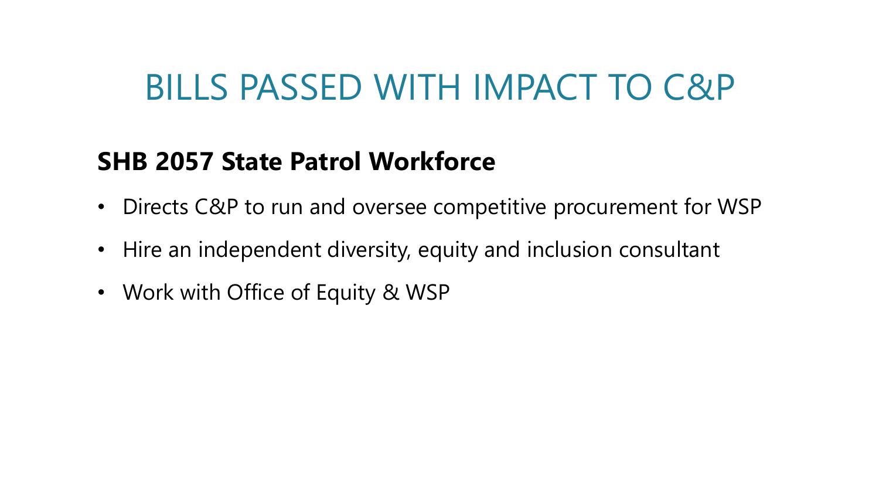# BILLS PASSED WITH IMPACT TO C&P

**SHB 2057 State Patrol Workforce**

- Directs C&P to run and oversee competitive procurement for WSP
- Hire an independent diversity, equity and inclusion consultant
- Work with Office of Equity & WSP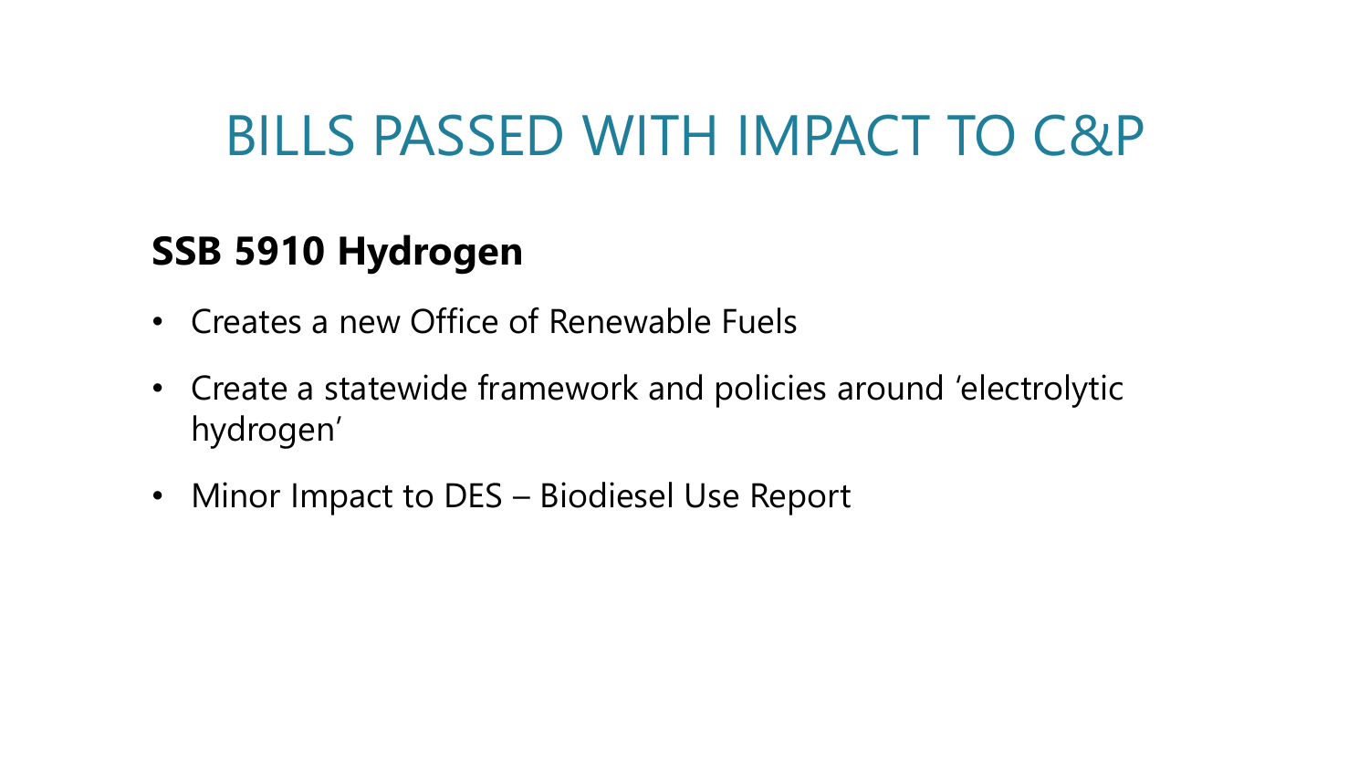# BILLS PASSED WITH IMPACT TO C&P

**SSB 5910 Hydrogen**

- Creates a new Office of Renewable Fuels
- Create a statewide framework and policies around 'electrolytic hydrogen'
- Minor Impact to DES – Biodiesel Use Report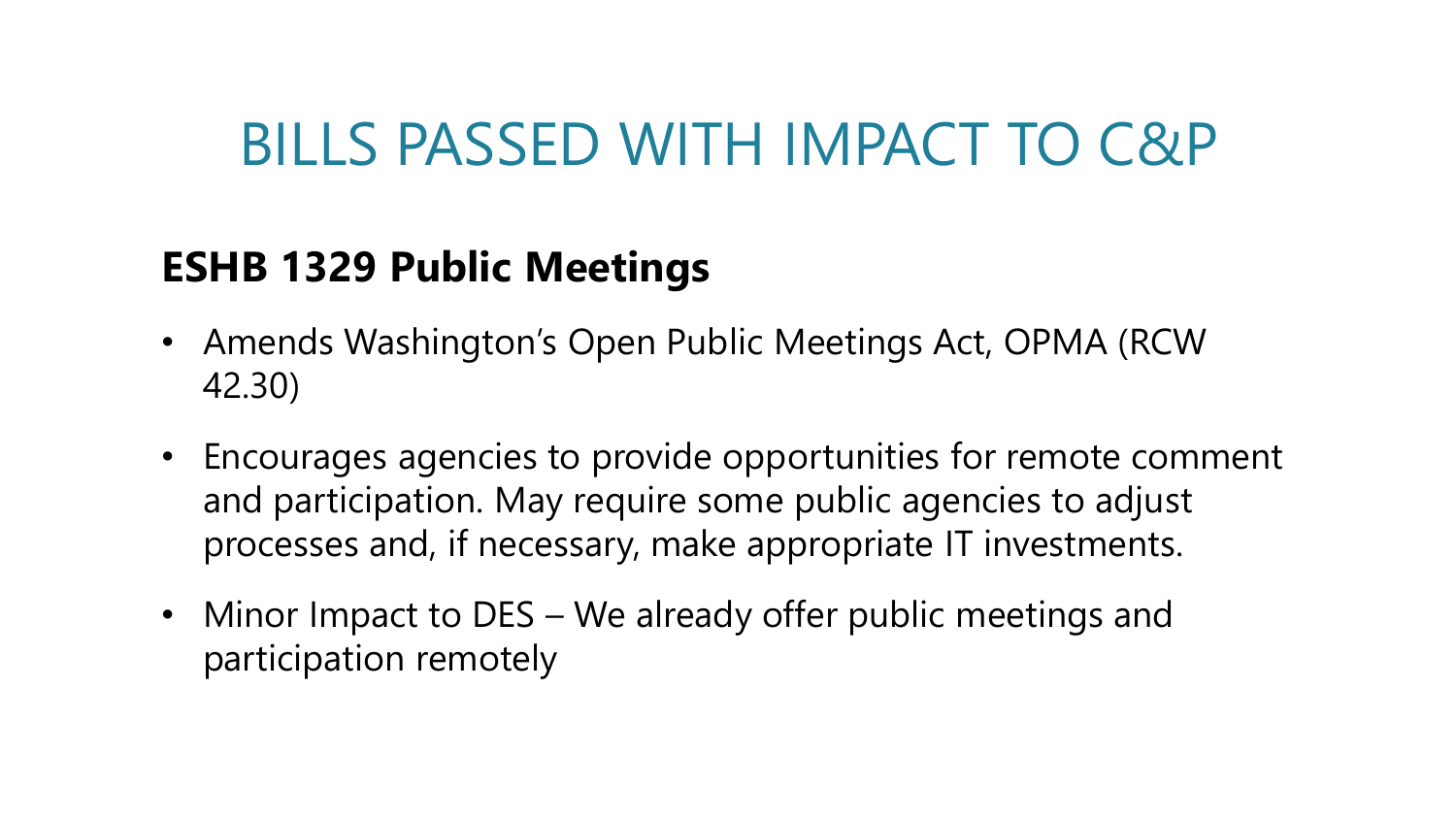# BILLS PASSED WITH IMPACT TO C&P

## ESHB 1329 Public Meetings

- Amends Washington's Open Public Meetings Act, OPMA (RCW 42.30)
- Encourages agencies to provide opportunities for remote comment and participation. May require some public agencies to adjust processes and, if necessary, make appropriate IT investments.
- Minor Impact to DES – We already offer public meetings and participation remotely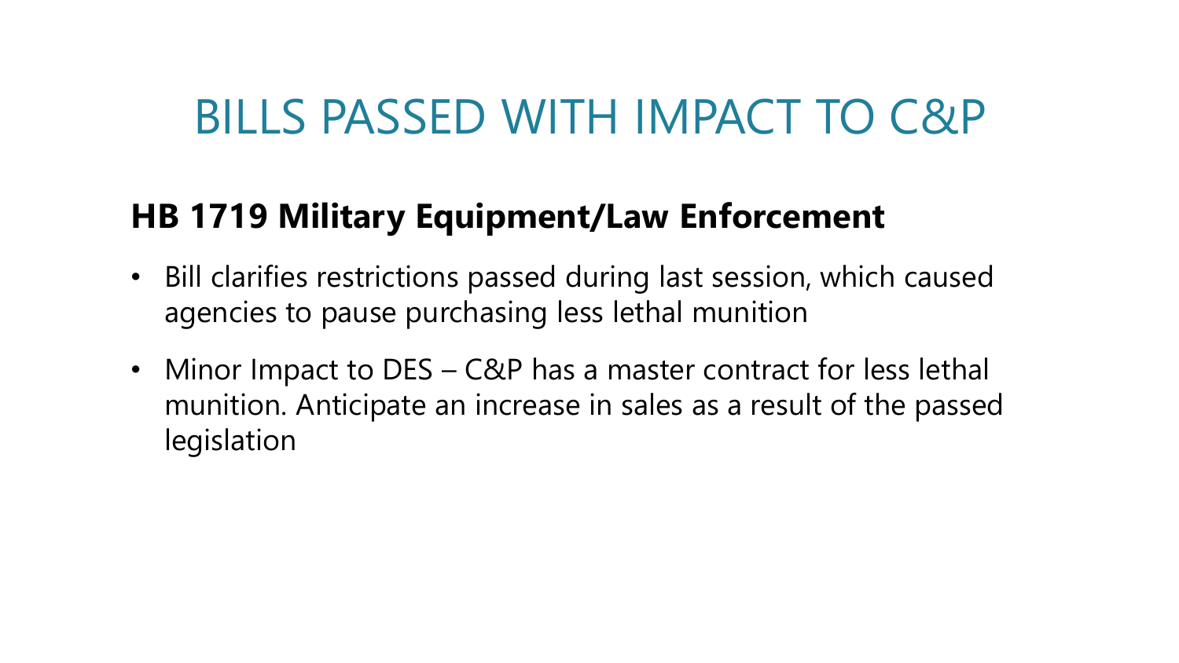# BILLS PASSED WITH IMPACT TO C&P

**HB 1719 Military Equipment/Law Enforcement**

- Bill clarifies restrictions passed during last session, which caused agencies to pause purchasing less lethal munition
- Minor Impact to DES – C&P has a master contract for less lethal munition. Anticipate an increase in sales as a result of the passed legislation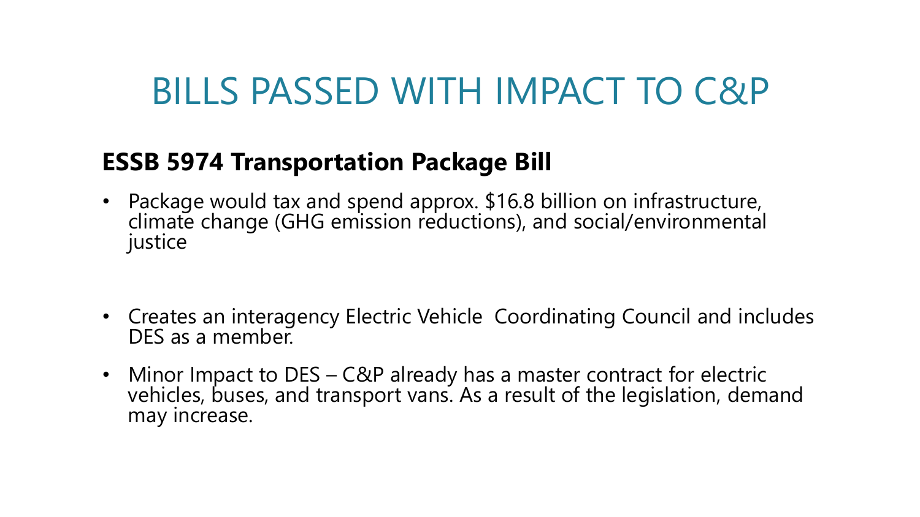# BILLS PASSED WITH IMPACT TO C&P

**ESSB 5974 Transportation Package Bill**

- Package would tax and spend approx. $16.8 billion on infrastructure, climate change (GHG emission reductions), and social/environmental justice

- Creates an interagency Electric Vehicle Coordinating Council and includes DES as a member.
- Minor Impact to DES – C&P already has a master contract for electric vehicles, buses, and transport vans. As a result of the legislation, demand may increase.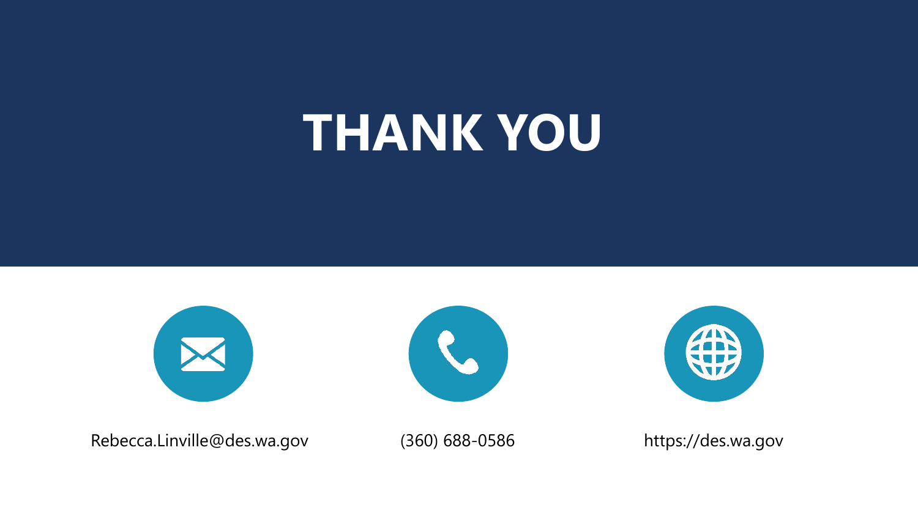# THANK YOU

Rebecca.Linville@des.wa.gov

(360) 688-0586

https://des.wa.gov